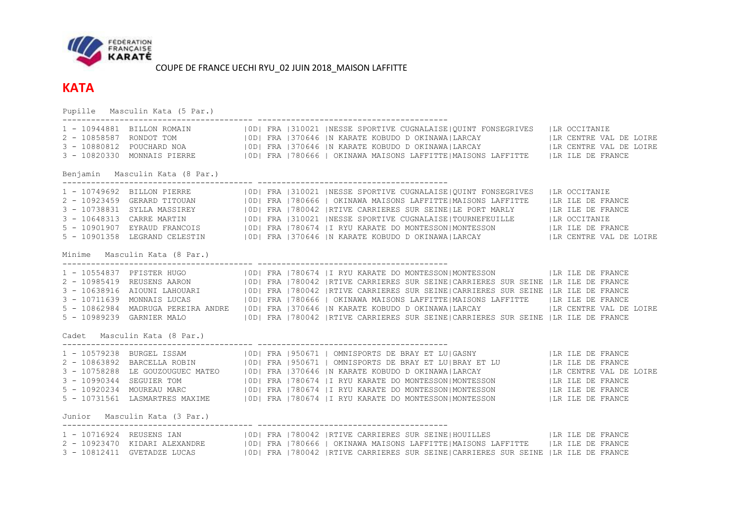COUPE DE FRANCE UECHI RYU_02 JUIN 2018_MAISON LAFFITTE

# KATA

Pupille Masculin Kata (5 Par.)

```
----------------------------------------- ----------------------------------------
1 - 10944881  BILLON ROMAIN            |0D| FRA |310021 |NESSE SPORTIVE CUGNALAISE|QUINT FONSEGRIVES   |LR OCCITANIE
2 - 10858587  RONDOT TOM               |0D| FRA |370646 |N KARATE KOBUDO D OKINAWA|LARCAY              |LR CENTRE VAL DE LOIRE
3 - 10880812  POUCHARD NOA             |0D| FRA |370646 |N KARATE KOBUDO D OKINAWA|LARCAY              |LR CENTRE VAL DE LOIRE
3 - 10820330  MONNAIS PIERRE           |0D| FRA |780666 | OKINAWA MAISONS LAFFITTE|MAISONS LAFFITTE    |LR ILE DE FRANCE
```

Benjamin Masculin Kata (8 Par.)

```
----------------------------------------- ----------------------------------------
1 - 10749692  BILLON PIERRE            |0D| FRA |310021 |NESSE SPORTIVE CUGNALAISE|QUINT FONSEGRIVES   |LR OCCITANIE
2 - 10923459  GERARD TITOUAN           |0D| FRA |780666 | OKINAWA MAISONS LAFFITTE|MAISONS LAFFITTE    |LR ILE DE FRANCE
3 - 10738831  SYLLA MASSIREY           |0D| FRA |780042 |RTIVE CARRIERES SUR SEINE|LE PORT MARLY       |LR ILE DE FRANCE
3 - 10648313  CARRE MARTIN             |0D| FRA |310021 |NESSE SPORTIVE CUGNALAISE|TOURNEFEUILLE       |LR OCCITANIE
5 - 10901907  EYRAUD FRANCOIS          |0D| FRA |780674 |I RYU KARATE DO MONTESSON|MONTESSON           |LR ILE DE FRANCE
5 - 10901358  LEGRAND CELESTIN         |0D| FRA |370646 |N KARATE KOBUDO D OKINAWA|LARCAY              |LR CENTRE VAL DE LOIRE
```

Minime Masculin Kata (8 Par.)

```
----------------------------------------- ----------------------------------------
1 - 10554837  PFISTER HUGO             |0D| FRA |780674 |I RYU KARATE DO MONTESSON|MONTESSON               |LR ILE DE FRANCE
2 - 10985419  REUSENS AARON            |0D| FRA |780042 |RTIVE CARRIERES SUR SEINE|CARRIERES SUR SEINE     |LR ILE DE FRANCE
3 - 10638916  AIOUNI LAHOUARI          |0D| FRA |780042 |RTIVE CARRIERES SUR SEINE|CARRIERES SUR SEINE     |LR ILE DE FRANCE
3 - 10711639  MONNAIS LUCAS            |0D| FRA |780666 | OKINAWA MAISONS LAFFITTE|MAISONS LAFFITTE        |LR ILE DE FRANCE
5 - 10862984  MADRUGA PEREIRA ANDRE    |0D| FRA |370646 |N KARATE KOBUDO D OKINAWA|LARCAY                  |LR CENTRE VAL DE LOIRE
5 - 10989239  GARNIER MALO             |0D| FRA |780042 |RTIVE CARRIERES SUR SEINE|CARRIERES SUR SEINE     |LR ILE DE FRANCE
```

Cadet Masculin Kata (8 Par.)

```
----------------------------------------- ----------------------------------------
1 - 10579238  BURGEL ISSAM             |0D| FRA |950671 | OMNISPORTS DE BRAY ET LU|GASNY               |LR ILE DE FRANCE
2 - 10863892  BARCELLA ROBIN           |0D| FRA |950671 | OMNISPORTS DE BRAY ET LU|BRAY ET LU          |LR ILE DE FRANCE
3 - 10758288  LE GOUZOUGUEC MATEO      |0D| FRA |370646 |N KARATE KOBUDO D OKINAWA|LARCAY              |LR CENTRE VAL DE LOIRE
3 - 10990344  SEGUIER TOM              |0D| FRA |780674 |I RYU KARATE DO MONTESSON|MONTESSON           |LR ILE DE FRANCE
5 - 10920234  MOUREAU MARC             |0D| FRA |780674 |I RYU KARATE DO MONTESSON|MONTESSON           |LR ILE DE FRANCE
5 - 10731561  LASMARTRES MAXIME        |0D| FRA |780674 |I RYU KARATE DO MONTESSON|MONTESSON           |LR ILE DE FRANCE
```

Junior Masculin Kata (3 Par.)

```
----------------------------------------- ----------------------------------------
1 - 10716924  REUSENS IAN              |0D| FRA |780042 |RTIVE CARRIERES SUR SEINE|HOUILLES                |LR ILE DE FRANCE
2 - 10923470  KIDARI ALEXANDRE         |0D| FRA |780666 | OKINAWA MAISONS LAFFITTE|MAISONS LAFFITTE        |LR ILE DE FRANCE
3 - 10812411  GVETADZE LUCAS           |0D| FRA |780042 |RTIVE CARRIERES SUR SEINE|CARRIERES SUR SEINE     |LR ILE DE FRANCE
```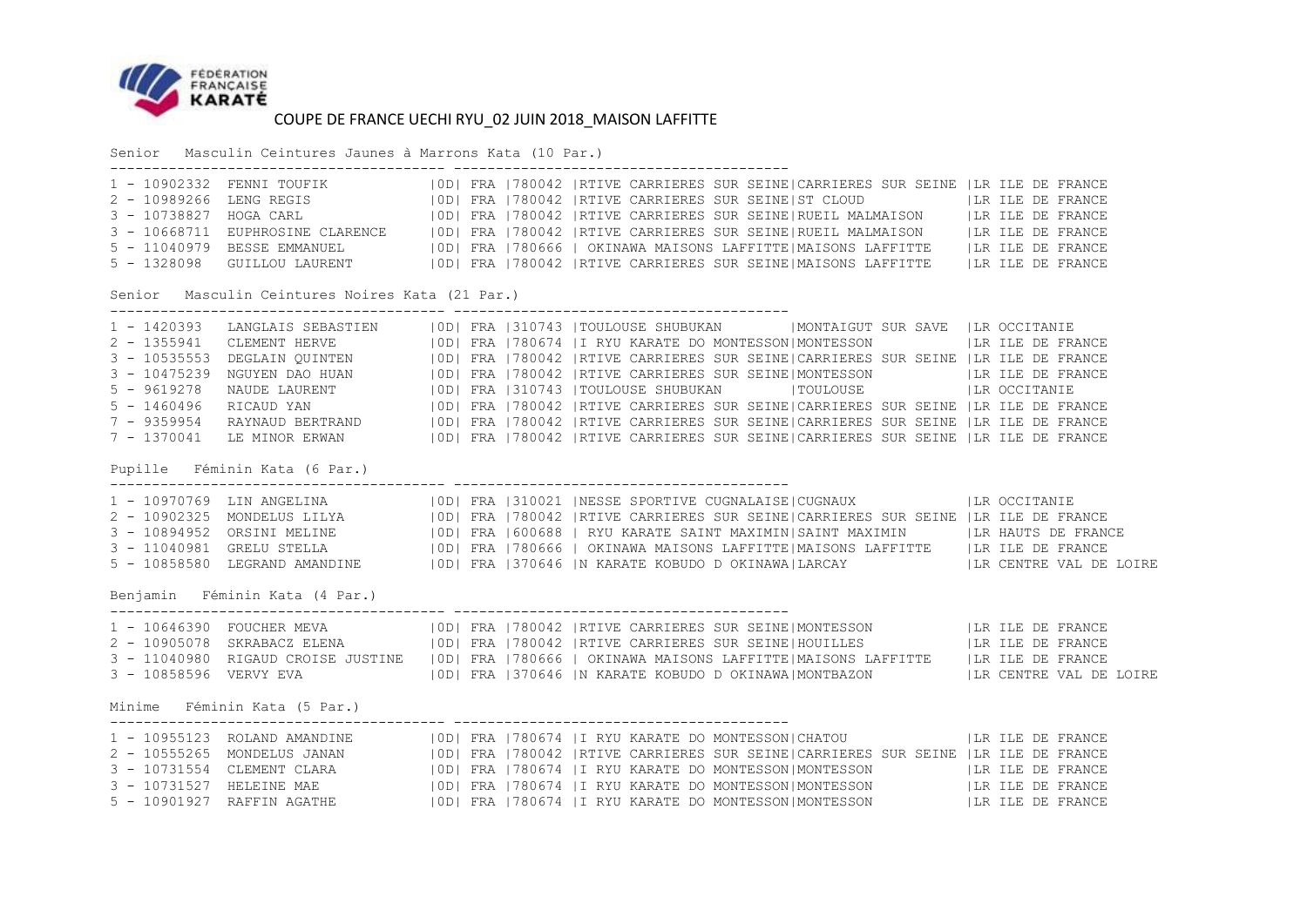FÉDÉRATION FRANÇAISE KARATÉ

# COUPE DE FRANCE UECHI RYU_02 JUIN 2018_MAISON LAFFITTE

## Senior Masculin Ceintures Jaunes à Marrons Kata (10 Par.)

| Rang | Licence | Nom | Grade | Pays | Club | Nom du club | Ville | Ligue |
|---|---|---|---|---|---|---|---|---|
| 1 | 10902332 | FENNI TOUFIK | 0D | FRA | 780042 | RTIVE CARRIERES SUR SEINE | CARRIERES SUR SEINE | LR ILE DE FRANCE |
| 2 | 10989266 | LENG REGIS | 0D | FRA | 780042 | RTIVE CARRIERES SUR SEINE | ST CLOUD | LR ILE DE FRANCE |
| 3 | 10738827 | HOGA CARL | 0D | FRA | 780042 | RTIVE CARRIERES SUR SEINE | RUEIL MALMAISON | LR ILE DE FRANCE |
| 3 | 10668711 | EUPHROSINE CLARENCE | 0D | FRA | 780042 | RTIVE CARRIERES SUR SEINE | RUEIL MALMAISON | LR ILE DE FRANCE |
| 5 | 11040979 | BESSE EMMANUEL | 0D | FRA | 780666 | OKINAWA MAISONS LAFFITTE | MAISONS LAFFITTE | LR ILE DE FRANCE |
| 5 | 1328098 | GUILLOU LAURENT | 0D | FRA | 780042 | RTIVE CARRIERES SUR SEINE | MAISONS LAFFITTE | LR ILE DE FRANCE |

## Senior Masculin Ceintures Noires Kata (21 Par.)

| Rang | Licence | Nom | Grade | Pays | Club | Nom du club | Ville | Ligue |
|---|---|---|---|---|---|---|---|---|
| 1 | 1420393 | LANGLAIS SEBASTIEN | 0D | FRA | 310743 | TOULOUSE SHUBUKAN | MONTAIGUT SUR SAVE | LR OCCITANIE |
| 2 | 1355941 | CLEMENT HERVE | 0D | FRA | 780674 | I RYU KARATE DO MONTESSON | MONTESSON | LR ILE DE FRANCE |
| 3 | 10535553 | DEGLAIN QUINTEN | 0D | FRA | 780042 | RTIVE CARRIERES SUR SEINE | CARRIERES SUR SEINE | LR ILE DE FRANCE |
| 3 | 10475239 | NGUYEN DAO HUAN | 0D | FRA | 780042 | RTIVE CARRIERES SUR SEINE | MONTESSON | LR ILE DE FRANCE |
| 5 | 9619278 | NAUDE LAURENT | 0D | FRA | 310743 | TOULOUSE SHUBUKAN | TOULOUSE | LR OCCITANIE |
| 5 | 1460496 | RICAUD YAN | 0D | FRA | 780042 | RTIVE CARRIERES SUR SEINE | CARRIERES SUR SEINE | LR ILE DE FRANCE |
| 7 | 9359954 | RAYNAUD BERTRAND | 0D | FRA | 780042 | RTIVE CARRIERES SUR SEINE | CARRIERES SUR SEINE | LR ILE DE FRANCE |
| 7 | 1370041 | LE MINOR ERWAN | 0D | FRA | 780042 | RTIVE CARRIERES SUR SEINE | CARRIERES SUR SEINE | LR ILE DE FRANCE |

## Pupille Féminin Kata (6 Par.)

| Rang | Licence | Nom | Grade | Pays | Club | Nom du club | Ville | Ligue |
|---|---|---|---|---|---|---|---|---|
| 1 | 10970769 | LIN ANGELINA | 0D | FRA | 310021 | NESSE SPORTIVE CUGNALAISE | CUGNAUX | LR OCCITANIE |
| 2 | 10902325 | MONDELUS LILYA | 0D | FRA | 780042 | RTIVE CARRIERES SUR SEINE | CARRIERES SUR SEINE | LR ILE DE FRANCE |
| 3 | 10894952 | ORSINI MELINE | 0D | FRA | 600688 | RYU KARATE SAINT MAXIMIN | SAINT MAXIMIN | LR HAUTS DE FRANCE |
| 3 | 11040981 | GRELU STELLA | 0D | FRA | 780666 | OKINAWA MAISONS LAFFITTE | MAISONS LAFFITTE | LR ILE DE FRANCE |
| 5 | 10858580 | LEGRAND AMANDINE | 0D | FRA | 370646 | N KARATE KOBUDO D OKINAWA | LARCAY | LR CENTRE VAL DE LOIRE |

## Benjamin Féminin Kata (4 Par.)

| Rang | Licence | Nom | Grade | Pays | Club | Nom du club | Ville | Ligue |
|---|---|---|---|---|---|---|---|---|
| 1 | 10646390 | FOUCHER MEVA | 0D | FRA | 780042 | RTIVE CARRIERES SUR SEINE | MONTESSON | LR ILE DE FRANCE |
| 2 | 10905078 | SKRABACZ ELENA | 0D | FRA | 780042 | RTIVE CARRIERES SUR SEINE | HOUILLES | LR ILE DE FRANCE |
| 3 | 11040980 | RIGAUD CROISE JUSTINE | 0D | FRA | 780666 | OKINAWA MAISONS LAFFITTE | MAISONS LAFFITTE | LR ILE DE FRANCE |
| 3 | 10858596 | VERVY EVA | 0D | FRA | 370646 | N KARATE KOBUDO D OKINAWA | MONTBAZON | LR CENTRE VAL DE LOIRE |

## Minime Féminin Kata (5 Par.)

| Rang | Licence | Nom | Grade | Pays | Club | Nom du club | Ville | Ligue |
|---|---|---|---|---|---|---|---|---|
| 1 | 10955123 | ROLAND AMANDINE | 0D | FRA | 780674 | I RYU KARATE DO MONTESSON | CHATOU | LR ILE DE FRANCE |
| 2 | 10555265 | MONDELUS JANAN | 0D | FRA | 780042 | RTIVE CARRIERES SUR SEINE | CARRIERES SUR SEINE | LR ILE DE FRANCE |
| 3 | 10731554 | CLEMENT CLARA | 0D | FRA | 780674 | I RYU KARATE DO MONTESSON | MONTESSON | LR ILE DE FRANCE |
| 3 | 10731527 | HELEINE MAE | 0D | FRA | 780674 | I RYU KARATE DO MONTESSON | MONTESSON | LR ILE DE FRANCE |
| 5 | 10901927 | RAFFIN AGATHE | 0D | FRA | 780674 | I RYU KARATE DO MONTESSON | MONTESSON | LR ILE DE FRANCE |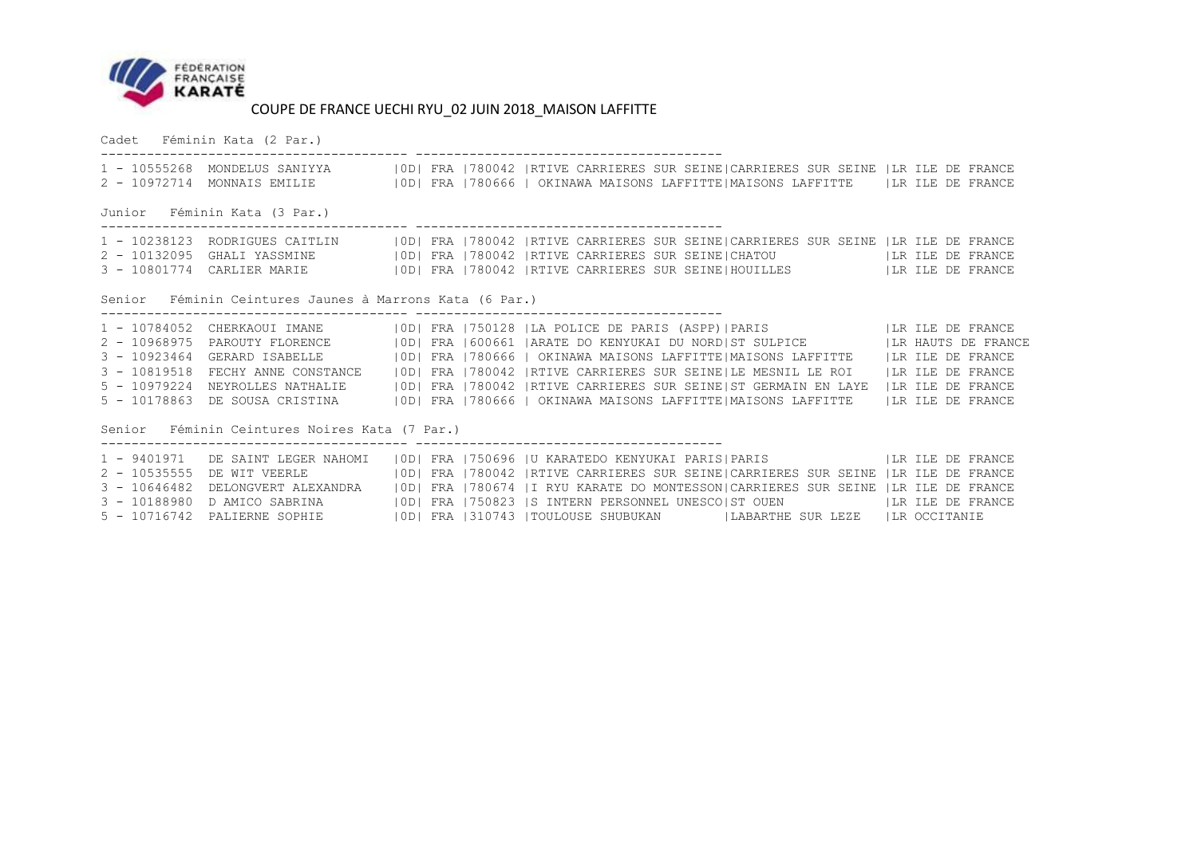# COUPE DE FRANCE UECHI RYU_02 JUIN 2018_MAISON LAFFITTE

## Cadet Féminin Kata (2 Par.)

| Rang | Licence | Nom | Grade | Nation | Club N° | Club | Ville | Ligue |
|---|---|---|---|---|---|---|---|---|
| 1 | 10555268 | MONDELUS SANIYYA | 0D | FRA | 780042 | RTIVE CARRIERES SUR SEINE | CARRIERES SUR SEINE | LR ILE DE FRANCE |
| 2 | 10972714 | MONNAIS EMILIE | 0D | FRA | 780666 | OKINAWA MAISONS LAFFITTE | MAISONS LAFFITTE | LR ILE DE FRANCE |

## Junior Féminin Kata (3 Par.)

| Rang | Licence | Nom | Grade | Nation | Club N° | Club | Ville | Ligue |
|---|---|---|---|---|---|---|---|---|
| 1 | 10238123 | RODRIGUES CAITLIN | 0D | FRA | 780042 | RTIVE CARRIERES SUR SEINE | CARRIERES SUR SEINE | LR ILE DE FRANCE |
| 2 | 10132095 | GHALI YASSMINE | 0D | FRA | 780042 | RTIVE CARRIERES SUR SEINE | CHATOU | LR ILE DE FRANCE |
| 3 | 10801774 | CARLIER MARIE | 0D | FRA | 780042 | RTIVE CARRIERES SUR SEINE | HOUILLES | LR ILE DE FRANCE |

## Senior Féminin Ceintures Jaunes à Marrons Kata (6 Par.)

| Rang | Licence | Nom | Grade | Nation | Club N° | Club | Ville | Ligue |
|---|---|---|---|---|---|---|---|---|
| 1 | 10784052 | CHERKAOUI IMANE | 0D | FRA | 750128 | LA POLICE DE PARIS (ASPP) | PARIS | LR ILE DE FRANCE |
| 2 | 10968975 | PAROUTY FLORENCE | 0D | FRA | 600661 | ARATE DO KENYUKAI DU NORD | ST SULPICE | LR HAUTS DE FRANCE |
| 3 | 10923464 | GERARD ISABELLE | 0D | FRA | 780666 | OKINAWA MAISONS LAFFITTE | MAISONS LAFFITTE | LR ILE DE FRANCE |
| 3 | 10819518 | FECHY ANNE CONSTANCE | 0D | FRA | 780042 | RTIVE CARRIERES SUR SEINE | LE MESNIL LE ROI | LR ILE DE FRANCE |
| 5 | 10979224 | NEYROLLES NATHALIE | 0D | FRA | 780042 | RTIVE CARRIERES SUR SEINE | ST GERMAIN EN LAYE | LR ILE DE FRANCE |
| 5 | 10178863 | DE SOUSA CRISTINA | 0D | FRA | 780666 | OKINAWA MAISONS LAFFITTE | MAISONS LAFFITTE | LR ILE DE FRANCE |

## Senior Féminin Ceintures Noires Kata (7 Par.)

| Rang | Licence | Nom | Grade | Nation | Club N° | Club | Ville | Ligue |
|---|---|---|---|---|---|---|---|---|
| 1 | 9401971 | DE SAINT LEGER NAHOMI | 0D | FRA | 750696 | U KARATEDO KENYUKAI PARIS | PARIS | LR ILE DE FRANCE |
| 2 | 10535555 | DE WIT VEERLE | 0D | FRA | 780042 | RTIVE CARRIERES SUR SEINE | CARRIERES SUR SEINE | LR ILE DE FRANCE |
| 3 | 10646482 | DELONGVERT ALEXANDRA | 0D | FRA | 780674 | I RYU KARATE DO MONTESSON | CARRIERES SUR SEINE | LR ILE DE FRANCE |
| 3 | 10188980 | D AMICO SABRINA | 0D | FRA | 750823 | S INTERN PERSONNEL UNESCO | ST OUEN | LR ILE DE FRANCE |
| 5 | 10716742 | PALIERNE SOPHIE | 0D | FRA | 310743 | TOULOUSE SHUBUKAN | LABARTHE SUR LEZE | LR OCCITANIE |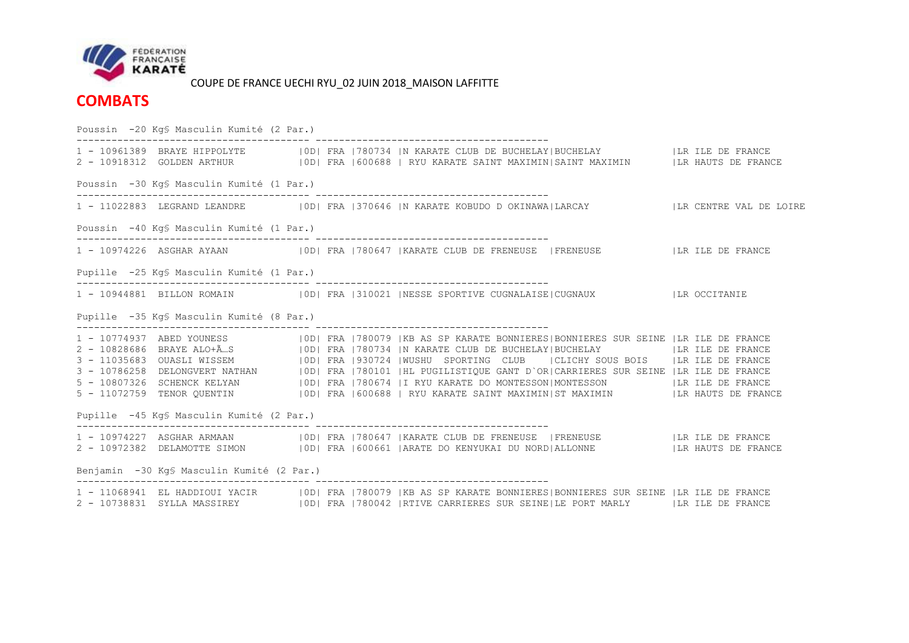COUPE DE FRANCE UECHI RYU_02 JUIN 2018_MAISON LAFFITTE

# COMBATS

```
Poussin  -20 Kg§ Masculin Kumité (2 Par.)
---------------------------------------- ----------------------------------------
1 - 10961389  BRAYE HIPPOLYTE         |0D| FRA |780734 |N KARATE CLUB DE BUCHELAY|BUCHELAY              |LR ILE DE FRANCE
2 - 10918312  GOLDEN ARTHUR           |0D| FRA |600688 | RYU KARATE SAINT MAXIMIN|SAINT MAXIMIN         |LR HAUTS DE FRANCE

Poussin  -30 Kg§ Masculin Kumité (1 Par.)
---------------------------------------- ----------------------------------------
1 - 11022883  LEGRAND LEANDRE         |0D| FRA |370646 |N KARATE KOBUDO D OKINAWA|LARCAY                |LR CENTRE VAL DE LOIRE

Poussin  -40 Kg§ Masculin Kumité (1 Par.)
---------------------------------------- ----------------------------------------
1 - 10974226  ASGHAR AYAAN            |0D| FRA |780647 |KARATE CLUB DE FRENEUSE  |FRENEUSE              |LR ILE DE FRANCE

Pupille  -25 Kg§ Masculin Kumité (1 Par.)
---------------------------------------- ----------------------------------------
1 - 10944881  BILLON ROMAIN           |0D| FRA |310021 |NESSE SPORTIVE CUGNALAISE|CUGNAUX               |LR OCCITANIE

Pupille  -35 Kg§ Masculin Kumité (8 Par.)
---------------------------------------- ----------------------------------------
1 - 10774937  ABED YOUNESS            |0D| FRA |780079 |KB AS SP KARATE BONNIERES|BONNIERES SUR SEINE |LR ILE DE FRANCE
2 - 10828686  BRAYE ALO+Ã…S           |0D| FRA |780734 |N KARATE CLUB DE BUCHELAY|BUCHELAY            |LR ILE DE FRANCE
3 - 11035683  OUASLI WISSEM           |0D| FRA |930724 |WUSHU  SPORTING  CLUB    |CLICHY SOUS BOIS    |LR ILE DE FRANCE
3 - 10786258  DELONGVERT NATHAN       |0D| FRA |780101 |HL PUGILISTIQUE GANT D`OR|CARRIERES SUR SEINE |LR ILE DE FRANCE
5 - 10807326  SCHENCK KELYAN          |0D| FRA |780674 |I RYU KARATE DO MONTESSON|MONTESSON           |LR ILE DE FRANCE
5 - 11072759  TENOR QUENTIN           |0D| FRA |600688 | RYU KARATE SAINT MAXIMIN|ST MAXIMIN          |LR HAUTS DE FRANCE

Pupille  -45 Kg§ Masculin Kumité (2 Par.)
---------------------------------------- ----------------------------------------
1 - 10974227  ASGHAR ARMAAN           |0D| FRA |780647 |KARATE CLUB DE FRENEUSE  |FRENEUSE            |LR ILE DE FRANCE
2 - 10972382  DELAMOTTE SIMON         |0D| FRA |600661 |ARATE DO KENYUKAI DU NORD|ALLONNE             |LR HAUTS DE FRANCE

Benjamin  -30 Kg§ Masculin Kumité (2 Par.)
---------------------------------------- ----------------------------------------
1 - 11068941  EL HADDIOUI YACIR       |0D| FRA |780079 |KB AS SP KARATE BONNIERES|BONNIERES SUR SEINE |LR ILE DE FRANCE
2 - 10738831  SYLLA MASSIREY          |0D| FRA |780042 |RTIVE CARRIERES SUR SEINE|LE PORT MARLY       |LR ILE DE FRANCE
```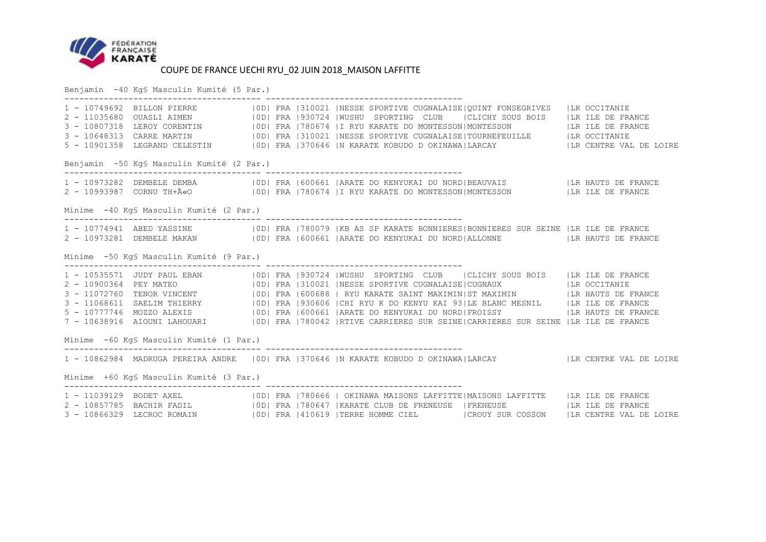FÉDÉRATION FRANÇAISE KARATÉ

## COUPE DE FRANCE UECHI RYU_02 JUIN 2018_MAISON LAFFITTE

Benjamin -40 Kg§ Masculin Kumité (5 Par.)

```
---------------------------------------- ----------------------------------------
1 - 10749692  BILLON PIERRE          |0D| FRA |310021 |NESSE SPORTIVE CUGNALAISE|QUINT FONSEGRIVES    |LR OCCITANIE
2 - 11035680  OUASLI AIMEN           |0D| FRA |930724 |WUSHU  SPORTING  CLUB    |CLICHY SOUS BOIS     |LR ILE DE FRANCE
3 - 10807318  LEROY CORENTIN         |0D| FRA |780674 |I RYU KARATE DO MONTESSON|MONTESSON            |LR ILE DE FRANCE
3 - 10648313  CARRE MARTIN           |0D| FRA |310021 |NESSE SPORTIVE CUGNALAISE|TOURNEFEUILLE        |LR OCCITANIE
5 - 10901358  LEGRAND CELESTIN       |0D| FRA |370646 |N KARATE KOBUDO D OKINAWA|LARCAY               |LR CENTRE VAL DE LOIRE
```

Benjamin -50 Kg§ Masculin Kumité (2 Par.)

```
---------------------------------------- ----------------------------------------
1 - 10973282  DEMBELE DEMBA          |0D| FRA |600661 |ARATE DO KENYUKAI DU NORD|BEAUVAIS             |LR HAUTS DE FRANCE
2 - 10993987  CORNU TH+Ã«O           |0D| FRA |780674 |I RYU KARATE DO MONTESSON|MONTESSON            |LR ILE DE FRANCE
```

Minime -40 Kg§ Masculin Kumité (2 Par.)

```
---------------------------------------- ----------------------------------------
1 - 10774941  ABED YASSINE           |0D| FRA |780079 |KB AS SP KARATE BONNIERES|BONNIERES SUR SEINE  |LR ILE DE FRANCE
2 - 10973281  DEMBELE MAKAN          |0D| FRA |600661 |ARATE DO KENYUKAI DU NORD|ALLONNE              |LR HAUTS DE FRANCE
```

Minime -50 Kg§ Masculin Kumité (9 Par.)

```
---------------------------------------- ----------------------------------------
1 - 10535571  JUDY PAUL EBAN         |0D| FRA |930724 |WUSHU  SPORTING  CLUB    |CLICHY SOUS BOIS     |LR ILE DE FRANCE
2 - 10900364  PEY MATEO              |0D| FRA |310021 |NESSE SPORTIVE CUGNALAISE|CUGNAUX              |LR OCCITANIE
3 - 11072760  TENOR VINCENT          |0D| FRA |600688 | RYU KARATE SAINT MAXIMIN|ST MAXIMIN           |LR HAUTS DE FRANCE
3 - 11068611  SAELIM THIERRY         |0D| FRA |930606 |CHI RYU K DO KENYU KAI 93|LE BLANC MESNIL      |LR ILE DE FRANCE
5 - 10777746  MOZZO ALEXIS           |0D| FRA |600661 |ARATE DO KENYUKAI DU NORD|FROISSY              |LR HAUTS DE FRANCE
7 - 10638916  AIOUNI LAHOUARI        |0D| FRA |780042 |RTIVE CARRIERES SUR SEINE|CARRIERES SUR SEINE  |LR ILE DE FRANCE
```

Minime -60 Kg§ Masculin Kumité (1 Par.)

```
---------------------------------------- ----------------------------------------
1 - 10862984  MADRUGA PEREIRA ANDRE  |0D| FRA |370646 |N KARATE KOBUDO D OKINAWA|LARCAY               |LR CENTRE VAL DE LOIRE
```

Minime +60 Kg§ Masculin Kumité (3 Par.)

```
---------------------------------------- ----------------------------------------
1 - 11039129  BODET AXEL             |0D| FRA |780666 | OKINAWA MAISONS LAFFITTE|MAISONS LAFFITTE     |LR ILE DE FRANCE
2 - 10857785  BACHIR FADIL           |0D| FRA |780647 |KARATE CLUB DE FRENEUSE  |FRENEUSE             |LR ILE DE FRANCE
3 - 10866329  LECROC ROMAIN          |0D| FRA |410619 |TERRE HOMME CIEL         |CROUY SUR COSSON     |LR CENTRE VAL DE LOIRE
```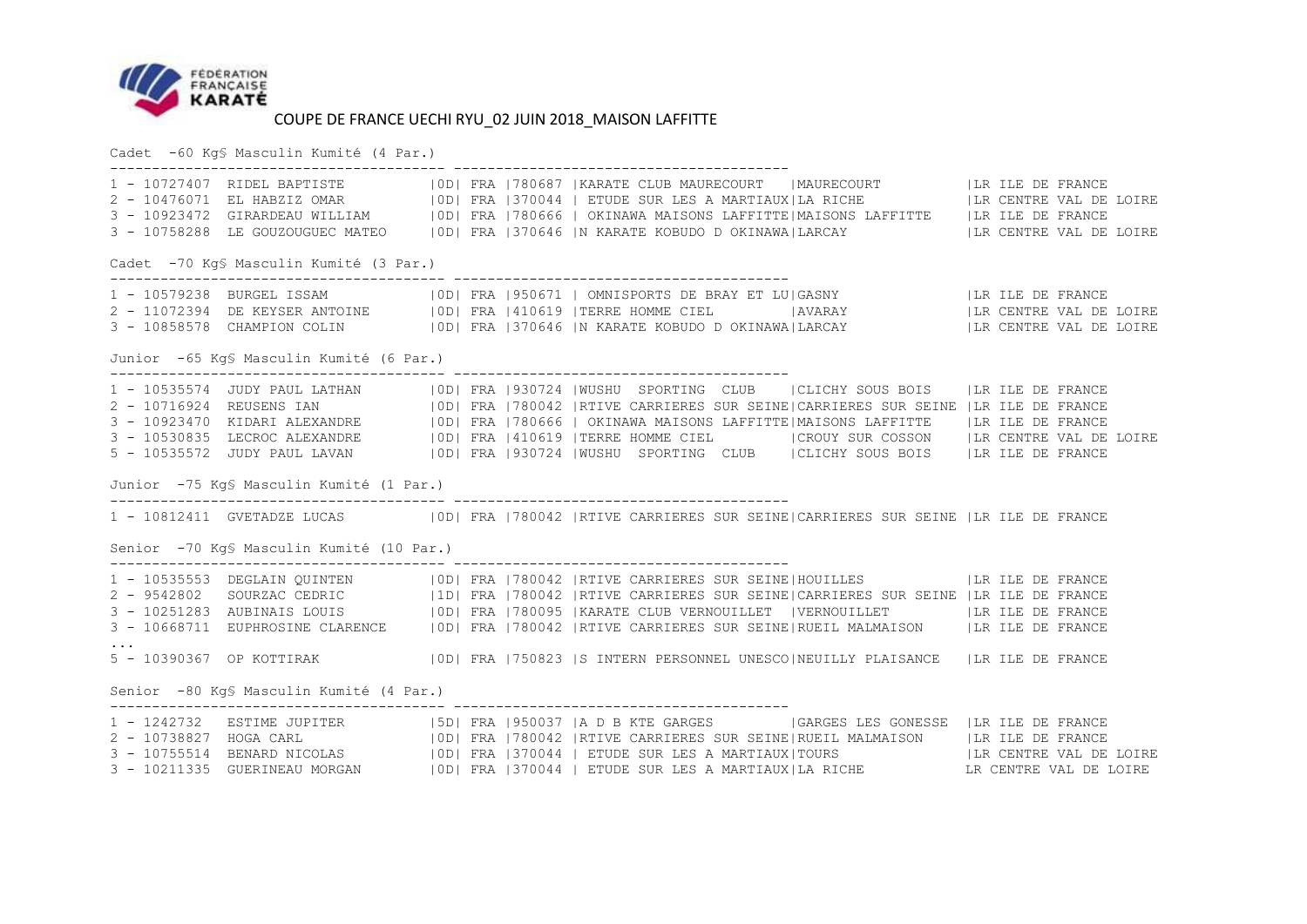# COUPE DE FRANCE UECHI RYU_02 JUIN 2018_MAISON LAFFITTE

Cadet -60 Kg§ Masculin Kumité (4 Par.)

```
---------------------------------------- ----------------------------------------
1 - 10727407  RIDEL BAPTISTE          |0D| FRA |780687 |KARATE CLUB MAURECOURT   |MAURECOURT          |LR ILE DE FRANCE
2 - 10476071  EL HABZIZ OMAR          |0D| FRA |370044 | ETUDE SUR LES A MARTIAUX|LA RICHE            |LR CENTRE VAL DE LOIRE
3 - 10923472  GIRARDEAU WILLIAM       |0D| FRA |780666 | OKINAWA MAISONS LAFFITTE|MAISONS LAFFITTE    |LR ILE DE FRANCE
3 - 10758288  LE GOUZOUGUEC MATEO     |0D| FRA |370646 |N KARATE KOBUDO D OKINAWA|LARCAY              |LR CENTRE VAL DE LOIRE
```

Cadet -70 Kg§ Masculin Kumité (3 Par.)

```
---------------------------------------- ----------------------------------------
1 - 10579238  BURGEL ISSAM            |0D| FRA |950671 | OMNISPORTS DE BRAY ET LU|GASNY               |LR ILE DE FRANCE
2 - 11072394  DE KEYSER ANTOINE       |0D| FRA |410619 |TERRE HOMME CIEL         |AVARAY              |LR CENTRE VAL DE LOIRE
3 - 10858578  CHAMPION COLIN          |0D| FRA |370646 |N KARATE KOBUDO D OKINAWA|LARCAY              |LR CENTRE VAL DE LOIRE
```

Junior -65 Kg§ Masculin Kumité (6 Par.)

```
---------------------------------------- ----------------------------------------
1 - 10535574  JUDY PAUL LATHAN        |0D| FRA |930724 |WUSHU  SPORTING  CLUB    |CLICHY SOUS BOIS    |LR ILE DE FRANCE
2 - 10716924  REUSENS IAN             |0D| FRA |780042 |RTIVE CARRIERES SUR SEINE|CARRIERES SUR SEINE |LR ILE DE FRANCE
3 - 10923470  KIDARI ALEXANDRE        |0D| FRA |780666 | OKINAWA MAISONS LAFFITTE|MAISONS LAFFITTE    |LR ILE DE FRANCE
3 - 10530835  LECROC ALEXANDRE        |0D| FRA |410619 |TERRE HOMME CIEL         |CROUY SUR COSSON    |LR CENTRE VAL DE LOIRE
5 - 10535572  JUDY PAUL LAVAN         |0D| FRA |930724 |WUSHU  SPORTING  CLUB    |CLICHY SOUS BOIS    |LR ILE DE FRANCE
```

Junior -75 Kg§ Masculin Kumité (1 Par.)

```
---------------------------------------- ----------------------------------------
1 - 10812411  GVETADZE LUCAS          |0D| FRA |780042 |RTIVE CARRIERES SUR SEINE|CARRIERES SUR SEINE |LR ILE DE FRANCE
```

Senior -70 Kg§ Masculin Kumité (10 Par.)

```
---------------------------------------- ----------------------------------------
1 - 10535553  DEGLAIN QUINTEN         |0D| FRA |780042 |RTIVE CARRIERES SUR SEINE|HOUILLES            |LR ILE DE FRANCE
2 - 9542802   SOURZAC CEDRIC          |1D| FRA |780042 |RTIVE CARRIERES SUR SEINE|CARRIERES SUR SEINE |LR ILE DE FRANCE
3 - 10251283  AUBINAIS LOUIS          |0D| FRA |780095 |KARATE CLUB VERNOUILLET  |VERNOUILLET         |LR ILE DE FRANCE
3 - 10668711  EUPHROSINE CLARENCE     |0D| FRA |780042 |RTIVE CARRIERES SUR SEINE|RUEIL MALMAISON     |LR ILE DE FRANCE
...
5 - 10390367  OP KOTTIRAK             |0D| FRA |750823 |S INTERN PERSONNEL UNESCO|NEUILLY PLAISANCE   |LR ILE DE FRANCE
```

Senior -80 Kg§ Masculin Kumité (4 Par.)

```
---------------------------------------- ----------------------------------------
1 - 1242732   ESTIME JUPITER          |5D| FRA |950037 |A D B KTE GARGES         |GARGES LES GONESSE  |LR ILE DE FRANCE
2 - 10738827  HOGA CARL               |0D| FRA |780042 |RTIVE CARRIERES SUR SEINE|RUEIL MALMAISON     |LR ILE DE FRANCE
3 - 10755514  BENARD NICOLAS          |0D| FRA |370044 | ETUDE SUR LES A MARTIAUX|TOURS               |LR CENTRE VAL DE LOIRE
3 - 10211335  GUERINEAU MORGAN        |0D| FRA |370044 | ETUDE SUR LES A MARTIAUX|LA RICHE            LR CENTRE VAL DE LOIRE
```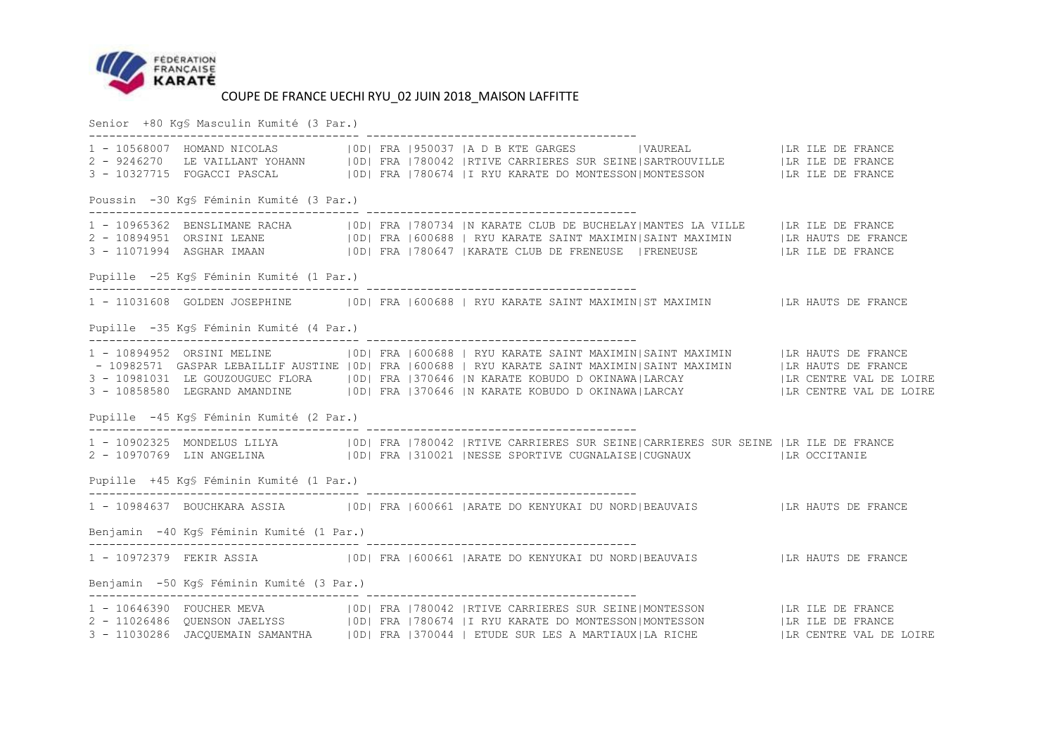FÉDÉRATION FRANÇAISE KARATÉ

# COUPE DE FRANCE UECHI RYU_02 JUIN 2018_MAISON LAFFITTE

## Senior +80 Kg§ Masculin Kumité (3 Par.)

```
1 - 10568007  HOMAND NICOLAS          |0D| FRA |950037 |A D B KTE GARGES         |VAUREAL              |LR ILE DE FRANCE
2 - 9246270   LE VAILLANT YOHANN      |0D| FRA |780042 |RTIVE CARRIERES SUR SEINE|SARTROUVILLE         |LR ILE DE FRANCE
3 - 10327715  FOGACCI PASCAL          |0D| FRA |780674 |I RYU KARATE DO MONTESSON|MONTESSON            |LR ILE DE FRANCE
```

## Poussin -30 Kg§ Féminin Kumité (3 Par.)

```
1 - 10965362  BENSLIMANE RACHA        |0D| FRA |780734 |N KARATE CLUB DE BUCHELAY|MANTES LA VILLE      |LR ILE DE FRANCE
2 - 10894951  ORSINI LEANE            |0D| FRA |600688 | RYU KARATE SAINT MAXIMIN|SAINT MAXIMIN        |LR HAUTS DE FRANCE
3 - 11071994  ASGHAR IMAAN            |0D| FRA |780647 |KARATE CLUB DE FRENEUSE  |FRENEUSE             |LR ILE DE FRANCE
```

## Pupille -25 Kg§ Féminin Kumité (1 Par.)

```
1 - 11031608  GOLDEN JOSEPHINE        |0D| FRA |600688 | RYU KARATE SAINT MAXIMIN|ST MAXIMIN           |LR HAUTS DE FRANCE
```

## Pupille -35 Kg§ Féminin Kumité (4 Par.)

```
1 - 10894952  ORSINI MELINE           |0D| FRA |600688 | RYU KARATE SAINT MAXIMIN|SAINT MAXIMIN        |LR HAUTS DE FRANCE
 - 10982571  GASPAR LEBAILLIF AUSTINE |0D| FRA |600688 | RYU KARATE SAINT MAXIMIN|SAINT MAXIMIN        |LR HAUTS DE FRANCE
3 - 10981031  LE GOUZOUGUEC FLORA     |0D| FRA |370646 |N KARATE KOBUDO D OKINAWA|LARCAY               |LR CENTRE VAL DE LOIRE
3 - 10858580  LEGRAND AMANDINE        |0D| FRA |370646 |N KARATE KOBUDO D OKINAWA|LARCAY               |LR CENTRE VAL DE LOIRE
```

## Pupille -45 Kg§ Féminin Kumité (2 Par.)

```
1 - 10902325  MONDELUS LILYA          |0D| FRA |780042 |RTIVE CARRIERES SUR SEINE|CARRIERES SUR SEINE  |LR ILE DE FRANCE
2 - 10970769  LIN ANGELINA            |0D| FRA |310021 |NESSE SPORTIVE CUGNALAISE|CUGNAUX              |LR OCCITANIE
```

## Pupille +45 Kg§ Féminin Kumité (1 Par.)

```
1 - 10984637  BOUCHKARA ASSIA         |0D| FRA |600661 |ARATE DO KENYUKAI DU NORD|BEAUVAIS             |LR HAUTS DE FRANCE
```

## Benjamin -40 Kg§ Féminin Kumité (1 Par.)

```
1 - 10972379  FEKIR ASSIA             |0D| FRA |600661 |ARATE DO KENYUKAI DU NORD|BEAUVAIS             |LR HAUTS DE FRANCE
```

## Benjamin -50 Kg§ Féminin Kumité (3 Par.)

```
1 - 10646390  FOUCHER MEVA            |0D| FRA |780042 |RTIVE CARRIERES SUR SEINE|MONTESSON            |LR ILE DE FRANCE
2 - 11026486  QUENSON JAELYSS         |0D| FRA |780674 |I RYU KARATE DO MONTESSON|MONTESSON            |LR ILE DE FRANCE
3 - 11030286  JACQUEMAIN SAMANTHA     |0D| FRA |370044 | ETUDE SUR LES A MARTIAUX|LA RICHE             |LR CENTRE VAL DE LOIRE
```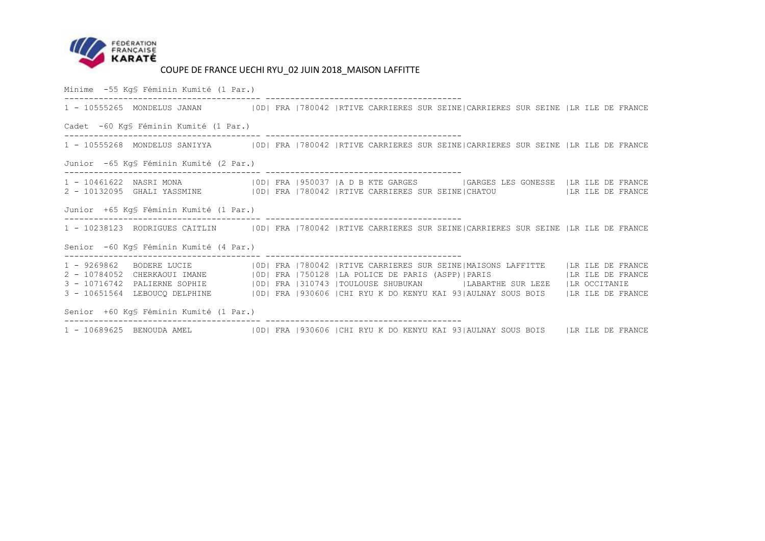FÉDÉRATION FRANÇAISE KARATÉ

# COUPE DE FRANCE UECHI RYU_02 JUIN 2018_MAISON LAFFITTE

## Minime -55 Kg§ Féminin Kumité (1 Par.)

| | | | | | | | | | |
|---|---|---|---|---|---|---|---|---|---|
| 1 | 10555265 | MONDELUS JANAN | 0D | FRA | 780042 | RTIVE CARRIERES SUR SEINE | CARRIERES SUR SEINE | LR ILE DE FRANCE |

## Cadet -60 Kg§ Féminin Kumité (1 Par.)

| | | | | | | | | |
|---|---|---|---|---|---|---|---|---|
| 1 | 10555268 | MONDELUS SANIYYA | 0D | FRA | 780042 | RTIVE CARRIERES SUR SEINE | CARRIERES SUR SEINE | LR ILE DE FRANCE |

## Junior -65 Kg§ Féminin Kumité (2 Par.)

| | | | | | | | | |
|---|---|---|---|---|---|---|---|---|
| 1 | 10461622 | NASRI MONA | 0D | FRA | 950037 | A D B KTE GARGES | GARGES LES GONESSE | LR ILE DE FRANCE |
| 2 | 10132095 | GHALI YASSMINE | 0D | FRA | 780042 | RTIVE CARRIERES SUR SEINE | CHATOU | LR ILE DE FRANCE |

## Junior +65 Kg§ Féminin Kumité (1 Par.)

| | | | | | | | | |
|---|---|---|---|---|---|---|---|---|
| 1 | 10238123 | RODRIGUES CAITLIN | 0D | FRA | 780042 | RTIVE CARRIERES SUR SEINE | CARRIERES SUR SEINE | LR ILE DE FRANCE |

## Senior -60 Kg§ Féminin Kumité (4 Par.)

| | | | | | | | | |
|---|---|---|---|---|---|---|---|---|
| 1 | 9269862 | BODERE LUCIE | 0D | FRA | 780042 | RTIVE CARRIERES SUR SEINE | MAISONS LAFFITTE | LR ILE DE FRANCE |
| 2 | 10784052 | CHERKAOUI IMANE | 0D | FRA | 750128 | LA POLICE DE PARIS (ASPP) | PARIS | LR ILE DE FRANCE |
| 3 | 10716742 | PALIERNE SOPHIE | 0D | FRA | 310743 | TOULOUSE SHUBUKAN | LABARTHE SUR LEZE | LR OCCITANIE |
| 3 | 10651564 | LEBOUCQ DELPHINE | 0D | FRA | 930606 | CHI RYU K DO KENYU KAI 93 | AULNAY SOUS BOIS | LR ILE DE FRANCE |

## Senior +60 Kg§ Féminin Kumité (1 Par.)

| | | | | | | | | |
|---|---|---|---|---|---|---|---|---|
| 1 | 10689625 | BENOUDA AMEL | 0D | FRA | 930606 | CHI RYU K DO KENYU KAI 93 | AULNAY SOUS BOIS | LR ILE DE FRANCE |